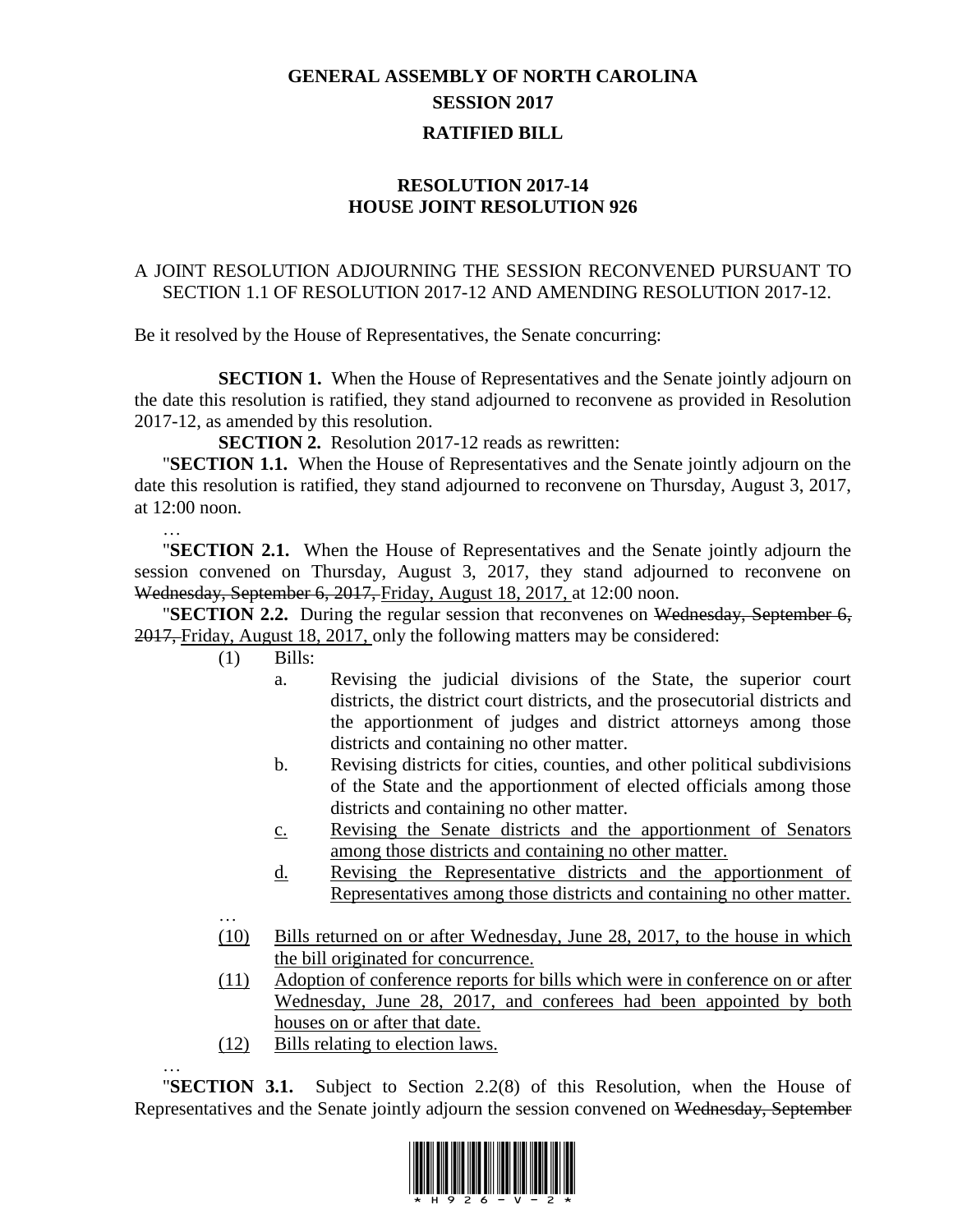# GENERAL ASSEMBLY OF NORTH CAROLINA
## SESSION 2017
## RATIFIED BILL

### RESOLUTION 2017-14
### HOUSE JOINT RESOLUTION 926

A JOINT RESOLUTION ADJOURNING THE SESSION RECONVENED PURSUANT TO SECTION 1.1 OF RESOLUTION 2017-12 AND AMENDING RESOLUTION 2017-12.

Be it resolved by the House of Representatives, the Senate concurring:

**SECTION 1.** When the House of Representatives and the Senate jointly adjourn on the date this resolution is ratified, they stand adjourned to reconvene as provided in Resolution 2017-12, as amended by this resolution.

**SECTION 2.** Resolution 2017-12 reads as rewritten:

"**SECTION 1.1.** When the House of Representatives and the Senate jointly adjourn on the date this resolution is ratified, they stand adjourned to reconvene on Thursday, August 3, 2017, at 12:00 noon.

…

"**SECTION 2.1.** When the House of Representatives and the Senate jointly adjourn the session convened on Thursday, August 3, 2017, they stand adjourned to reconvene on ~~Wednesday, September 6, 2017,~~ <u>Friday, August 18, 2017,</u> at 12:00 noon.

"**SECTION 2.2.** During the regular session that reconvenes on ~~Wednesday, September 6, 2017,~~ <u>Friday, August 18, 2017,</u> only the following matters may be considered:

(1) Bills:

a. Revising the judicial divisions of the State, the superior court districts, the district court districts, and the prosecutorial districts and the apportionment of judges and district attorneys among those districts and containing no other matter.

b. Revising districts for cities, counties, and other political subdivisions of the State and the apportionment of elected officials among those districts and containing no other matter.

<u>c. Revising the Senate districts and the apportionment of Senators among those districts and containing no other matter.</u>

<u>d. Revising the Representative districts and the apportionment of Representatives among those districts and containing no other matter.</u>

…

<u>(10) Bills returned on or after Wednesday, June 28, 2017, to the house in which the bill originated for concurrence.</u>

<u>(11) Adoption of conference reports for bills which were in conference on or after Wednesday, June 28, 2017, and conferees had been appointed by both houses on or after that date.</u>

<u>(12) Bills relating to election laws.</u>

…

"**SECTION 3.1.** Subject to Section 2.2(8) of this Resolution, when the House of Representatives and the Senate jointly adjourn the session convened on ~~Wednesday, September~~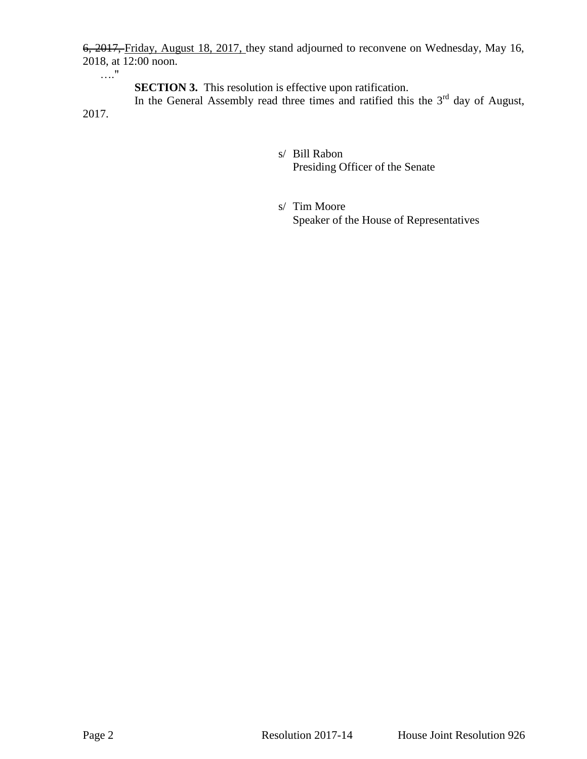~~6, 2017,~~ Friday, August 18, 2017, they stand adjourned to reconvene on Wednesday, May 16, 2018, at 12:00 noon.

…."

**SECTION 3.** This resolution is effective upon ratification.

In the General Assembly read three times and ratified this the 3rd day of August, 2017.

s/ Bill Rabon
Presiding Officer of the Senate

s/ Tim Moore
Speaker of the House of Representatives